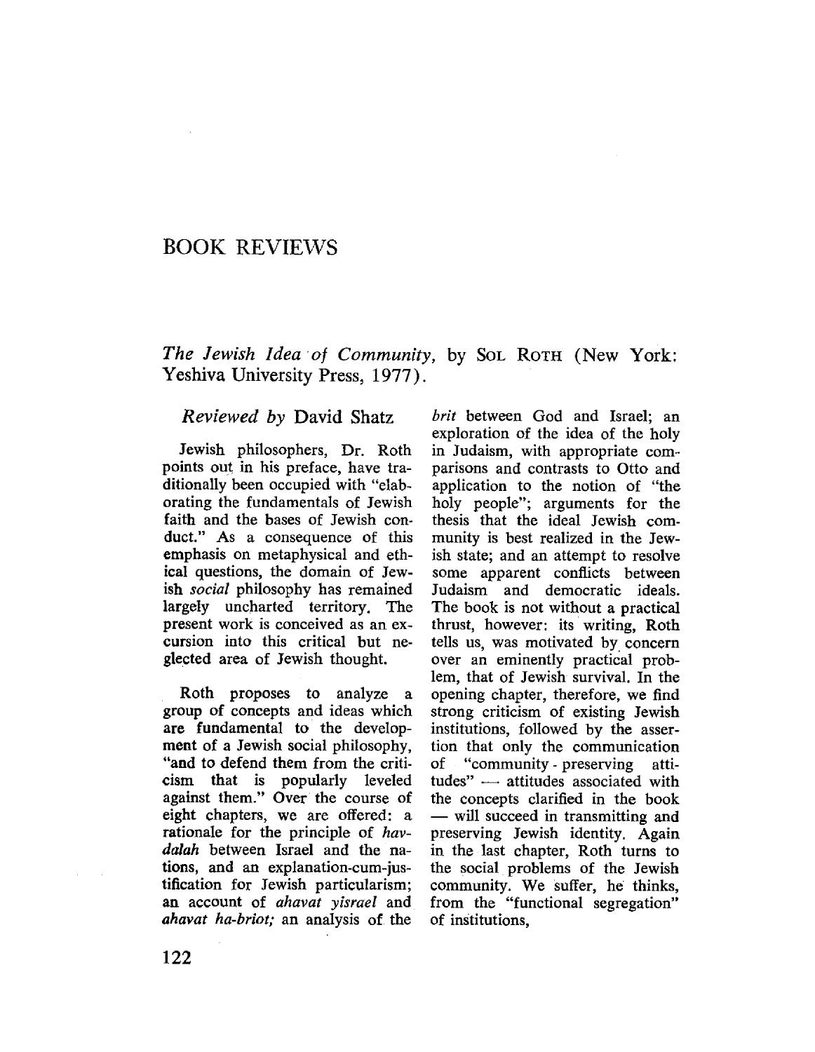# BOOK REVIEWS

*The Jewish Idea of Community*, by SOL ROTH (New York: Yeshiva University Press, 1977).

*Reviewed by* David Shatz

Jewish philosophers, Dr. Roth points out in his preface, have traditionally been occupied with "elaborating the fundamentals of Jewish faith and the bases of Jewish conduct." As a consequence of this emphasis on metaphysical and ethical questions, the domain of Jewish *social* philosophy has remained largely uncharted territory. The present work is conceived as an excursion into this critical but neglected area of Jewish thought.

Roth proposes to analyze a group of concepts and ideas which are fundamental to the development of a Jewish social philosophy, "and to defend them from the criticism that is popularly leveled against them." Over the course of eight chapters, we are offered: a rationale for the principle of *havdalah* between Israel and the nations, and an explanation-cum-justification for Jewish particularism; an account of *ahavat yisrael* and *ahavat ha-briot;* an analysis of the *brit* between God and Israel; an exploration of the idea of the holy in Judaism, with appropriate comparisons and contrasts to Otto and application to the notion of "the holy people"; arguments for the thesis that the ideal Jewish community is best realized in the Jewish state; and an attempt to resolve some apparent conflicts between Judaism and democratic ideals. The book is not without a practical thrust, however: its writing, Roth tells us, was motivated by concern over an eminently practical problem, that of Jewish survival. In the opening chapter, therefore, we find strong criticism of existing Jewish institutions, followed by the assertion that only the communication of "community - preserving attitudes" — attitudes associated with the concepts clarified in the book — will succeed in transmitting and preserving Jewish identity. Again in the last chapter, Roth turns to the social problems of the Jewish community. We suffer, he thinks, from the "functional segregation" of institutions,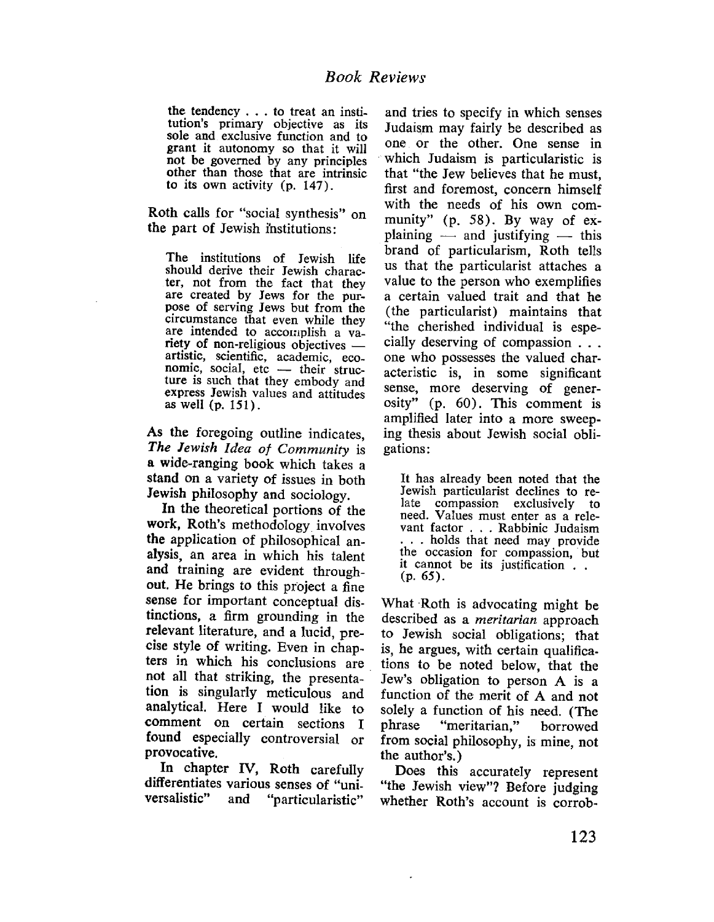> the tendency . . . to treat an institution's primary objective as its sole and exclusive function and to grant it autonomy so that it will not be governed by any principles other than those that are intrinsic to its own activity (p. 147).

Roth calls for "social synthesis" on the part of Jewish institutions:

> The institutions of Jewish life should derive their Jewish character, not from the fact that they are created by Jews for the purpose of serving Jews but from the circumstance that even while they are intended to accomplish a variety of non-religious objectives — artistic, scientific, academic, economic, social, etc — their structure is such that they embody and express Jewish values and attitudes as well (p. 151).

As the foregoing outline indicates, ***The Jewish Idea of Community*** is a wide-ranging book which takes a stand on a variety of issues in both Jewish philosophy and sociology.

In the theoretical portions of the work, Roth's methodology involves the application of philosophical analysis, an area in which his talent and training are evident throughout. He brings to this project a fine sense for important conceptual distinctions, a firm grounding in the relevant literature, and a lucid, precise style of writing. Even in chapters in which his conclusions are not all that striking, the presentation is singularly meticulous and analytical. Here I would like to comment on certain sections I found especially controversial or provocative.

In chapter IV, Roth carefully differentiates various senses of "universalistic" and "particularistic" and tries to specify in which senses Judaism may fairly be described as one or the other. One sense in which Judaism is particularistic is that "the Jew believes that he must, first and foremost, concern himself with the needs of his own community" (p. 58). By way of explaining — and justifying — this brand of particularism, Roth tells us that the particularist attaches a value to the person who exemplifies a certain valued trait and that he (the particularist) maintains that "the cherished individual is especially deserving of compassion . . . one who possesses the valued characteristic is, in some significant sense, more deserving of generosity" (p. 60). This comment is amplified later into a more sweeping thesis about Jewish social obligations:

> It has already been noted that the Jewish particularist declines to relate compassion exclusively to need. Values must enter as a relevant factor . . . Rabbinic Judaism . . . holds that need may provide the occasion for compassion, but it cannot be its justification . . (p. 65).

What Roth is advocating might be described as a *meritarian* approach to Jewish social obligations; that is, he argues, with certain qualifications to be noted below, that the Jew's obligation to person A is a function of the merit of A and not solely a function of his need. (The phrase "meritarian," borrowed from social philosophy, is mine, not the author's.)

Does this accurately represent "the Jewish view"? Before judging whether Roth's account is corrob-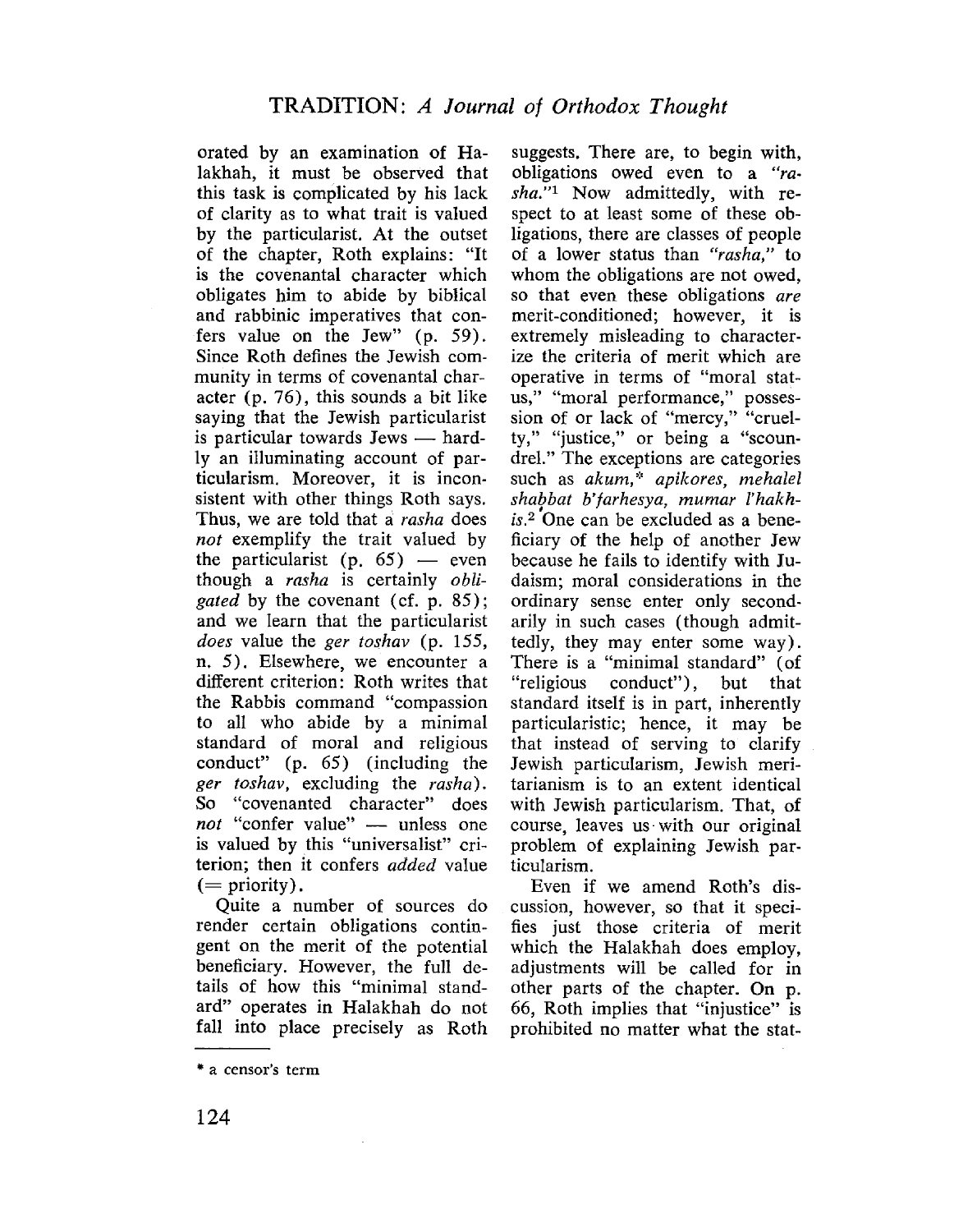orated by an examination of Halakhah, it must be observed that this task is complicated by his lack of clarity as to what trait is valued by the particularist. At the outset of the chapter, Roth explains: "It is the covenantal character which obligates him to abide by biblical and rabbinic imperatives that confers value on the Jew" (p. 59). Since Roth defines the Jewish community in terms of covenantal character (p. 76), this sounds a bit like saying that the Jewish particularist is particular towards Jews — hardly an illuminating account of particularism. Moreover, it is inconsistent with other things Roth says. Thus, we are told that a *rasha* does *not* exemplify the trait valued by the particularist (p. 65) — even though a *rasha* is certainly *obligated* by the covenant (cf. p. 85); and we learn that the particularist *does* value the *ger toshav* (p. 155, n. 5). Elsewhere, we encounter a different criterion: Roth writes that the Rabbis command "compassion to all who abide by a minimal standard of moral and religious conduct" (p. 65) (including the *ger toshav*, excluding the *rasha*). So "covenanted character" does *not* "confer value" — unless one is valued by this "universalist" criterion; then it confers *added* value (= priority).

Quite a number of sources do render certain obligations contingent on the merit of the potential beneficiary. However, the full details of how this "minimal standard" operates in Halakhah do not fall into place precisely as Roth suggests. There are, to begin with, obligations owed even to a *"rasha."*[1] Now admittedly, with respect to at least some of these obligations, there are classes of people of a lower status than *"rasha,"* to whom the obligations are not owed, so that even these obligations *are* merit-conditioned; however, it is extremely misleading to characterize the criteria of merit which are operative in terms of "moral status," "moral performance," possession of or lack of "mercy," "cruelty," "justice," or being a "scoundrel." The exceptions are categories such as *akum,*\* *apikores, mehalel shabbat b'farhesya, mumar l'hakhis.*[2] One can be excluded as a beneficiary of the help of another Jew because he fails to identify with Judaism; moral considerations in the ordinary sense enter only secondarily in such cases (though admittedly, they may enter some way). There is a "minimal standard" (of "religious conduct"), but that standard itself is in part, inherently particularistic; hence, it may be that instead of serving to clarify Jewish particularism, Jewish meritarianism is to an extent identical with Jewish particularism. That, of course, leaves us with our original problem of explaining Jewish particularism.

Even if we amend Roth's discussion, however, so that it specifies just those criteria of merit which the Halakhah does employ, adjustments will be called for in other parts of the chapter. On p. 66, Roth implies that "injustice" is prohibited no matter what the stat-

---

\* a censor's term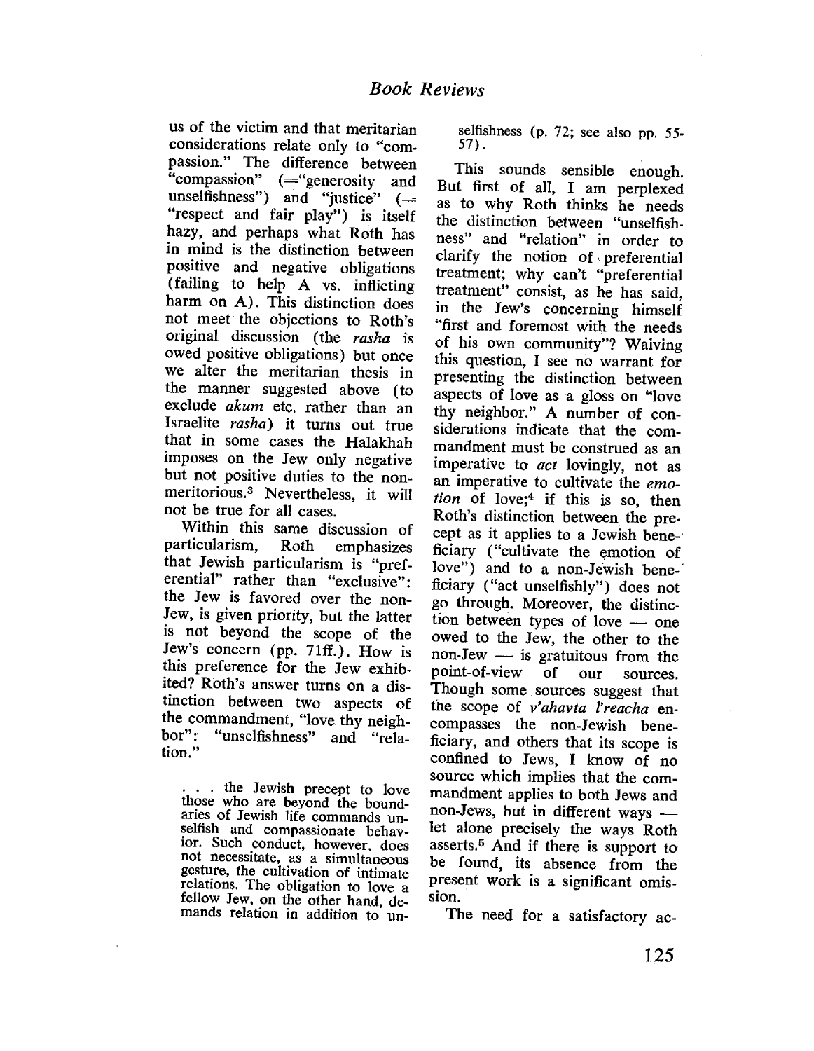us of the victim and that meritarian considerations relate only to "compassion." The difference between "compassion" (="generosity and unselfishness") and "justice" (= "respect and fair play") is itself hazy, and perhaps what Roth has in mind is the distinction between positive and negative obligations (failing to help A vs. inflicting harm on A). This distinction does not meet the objections to Roth's original discussion (the *rasha* is owed positive obligations) but once we alter the meritarian thesis in the manner suggested above (to exclude *akum* etc. rather than an Israelite *rasha*) it turns out true that in some cases the Halakhah imposes on the Jew only negative but not positive duties to the non-meritorious.[3] Nevertheless, it will not be true for all cases.

Within this same discussion of particularism, Roth emphasizes that Jewish particularism is "preferential" rather than "exclusive": the Jew is favored over the non-Jew, is given priority, but the latter is not beyond the scope of the Jew's concern (pp. 71ff.). How is this preference for the Jew exhibited? Roth's answer turns on a distinction between two aspects of the commandment, "love thy neighbor": "unselfishness" and "relation."

> . . . the Jewish precept to love those who are beyond the boundaries of Jewish life commands unselfish and compassionate behavior. Such conduct, however, does not necessitate, as a simultaneous gesture, the cultivation of intimate relations. The obligation to love a fellow Jew, on the other hand, demands relation in addition to unselfishness (p. 72; see also pp. 55-57).

This sounds sensible enough. But first of all, I am perplexed as to why Roth thinks he needs the distinction between "unselfishness" and "relation" in order to clarify the notion of preferential treatment; why can't "preferential treatment" consist, as he has said, in the Jew's concerning himself "first and foremost with the needs of his own community"? Waiving this question, I see no warrant for presenting the distinction between aspects of love as a gloss on "love thy neighbor." A number of considerations indicate that the commandment must be construed as an imperative to *act* lovingly, not as an imperative to cultivate the *emotion* of love;[4] if this is so, then Roth's distinction between the precept as it applies to a Jewish beneficiary ("cultivate the emotion of love") and to a non-Jewish beneficiary ("act unselfishly") does not go through. Moreover, the distinction between types of love — one owed to the Jew, the other to the non-Jew — is gratuitous from the point-of-view of our sources. Though some sources suggest that the scope of *v'ahavta l'reacha* encompasses the non-Jewish beneficiary, and others that its scope is confined to Jews, I know of no source which implies that the commandment applies to both Jews and non-Jews, but in different ways — let alone precisely the ways Roth asserts.[5] And if there is support to be found, its absence from the present work is a significant omission.

The need for a satisfactory ac-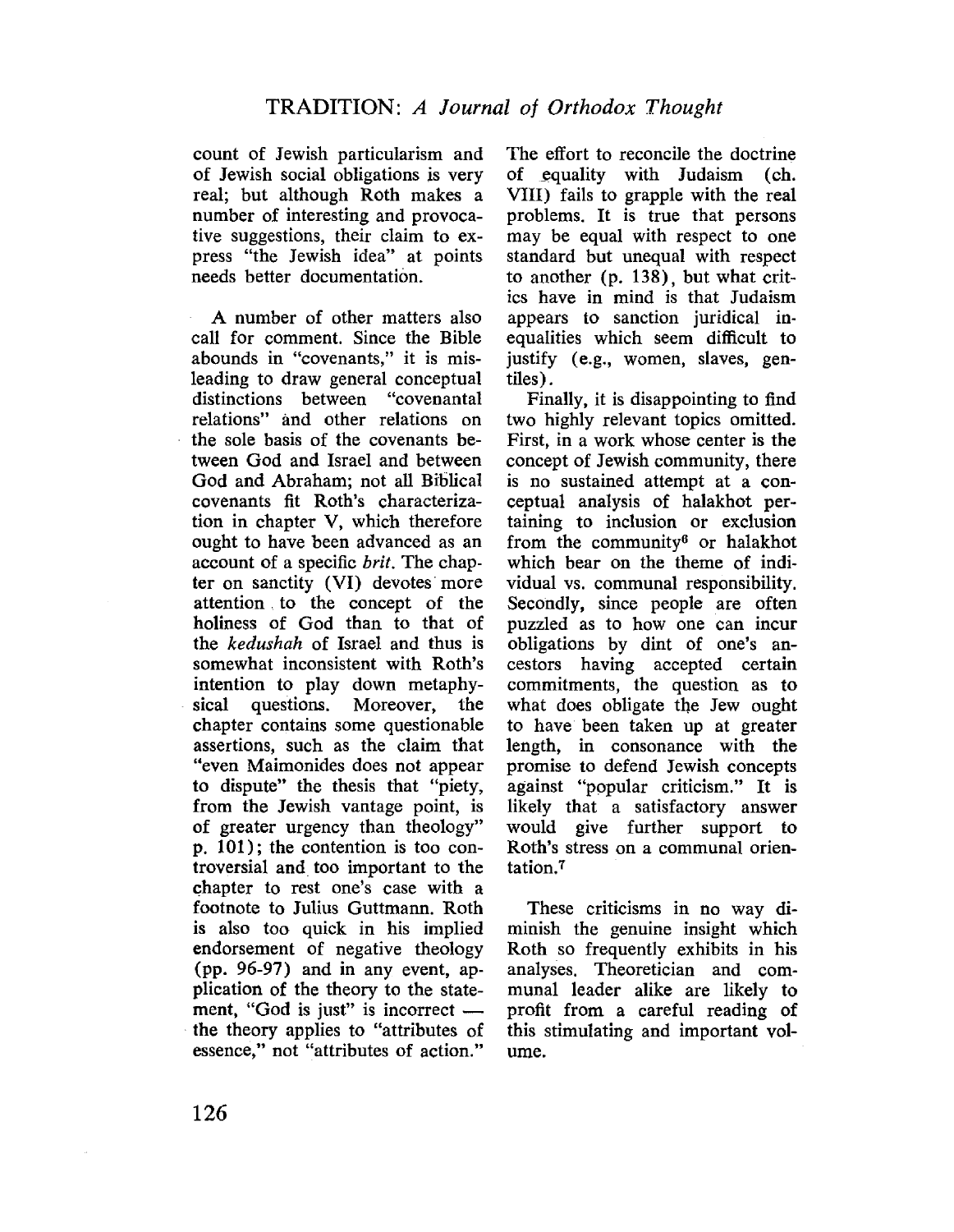count of Jewish particularism and of Jewish social obligations is very real; but although Roth makes a number of interesting and provocative suggestions, their claim to express "the Jewish idea" at points needs better documentation.

A number of other matters also call for comment. Since the Bible abounds in "covenants," it is misleading to draw general conceptual distinctions between "covenantal relations" and other relations on the sole basis of the covenants between God and Israel and between God and Abraham; not all Biblical covenants fit Roth's characterization in chapter V, which therefore ought to have been advanced as an account of a specific *brit*. The chapter on sanctity (VI) devotes more attention to the concept of the holiness of God than to that of the *kedushah* of Israel and thus is somewhat inconsistent with Roth's intention to play down metaphysical questions. Moreover, the chapter contains some questionable assertions, such as the claim that "even Maimonides does not appear to dispute" the thesis that "piety, from the Jewish vantage point, is of greater urgency than theology" p. 101); the contention is too controversial and too important to the chapter to rest one's case with a footnote to Julius Guttmann. Roth is also too quick in his implied endorsement of negative theology (pp. 96-97) and in any event, application of the theory to the statement, "God is just" is incorrect — the theory applies to "attributes of essence," not "attributes of action." The effort to reconcile the doctrine of equality with Judaism (ch. VIII) fails to grapple with the real problems. It is true that persons may be equal with respect to one standard but unequal with respect to another (p. 138), but what critics have in mind is that Judaism appears to sanction juridical inequalities which seem difficult to justify (e.g., women, slaves, gentiles).

Finally, it is disappointing to find two highly relevant topics omitted. First, in a work whose center is the concept of Jewish community, there is no sustained attempt at a conceptual analysis of halakhot pertaining to inclusion or exclusion from the community[6] or halakhot which bear on the theme of individual vs. communal responsibility. Secondly, since people are often puzzled as to how one can incur obligations by dint of one's ancestors having accepted certain commitments, the question as to what does obligate the Jew ought to have been taken up at greater length, in consonance with the promise to defend Jewish concepts against "popular criticism." It is likely that a satisfactory answer would give further support to Roth's stress on a communal orientation.[7]

These criticisms in no way diminish the genuine insight which Roth so frequently exhibits in his analyses. Theoretician and communal leader alike are likely to profit from a careful reading of this stimulating and important volume.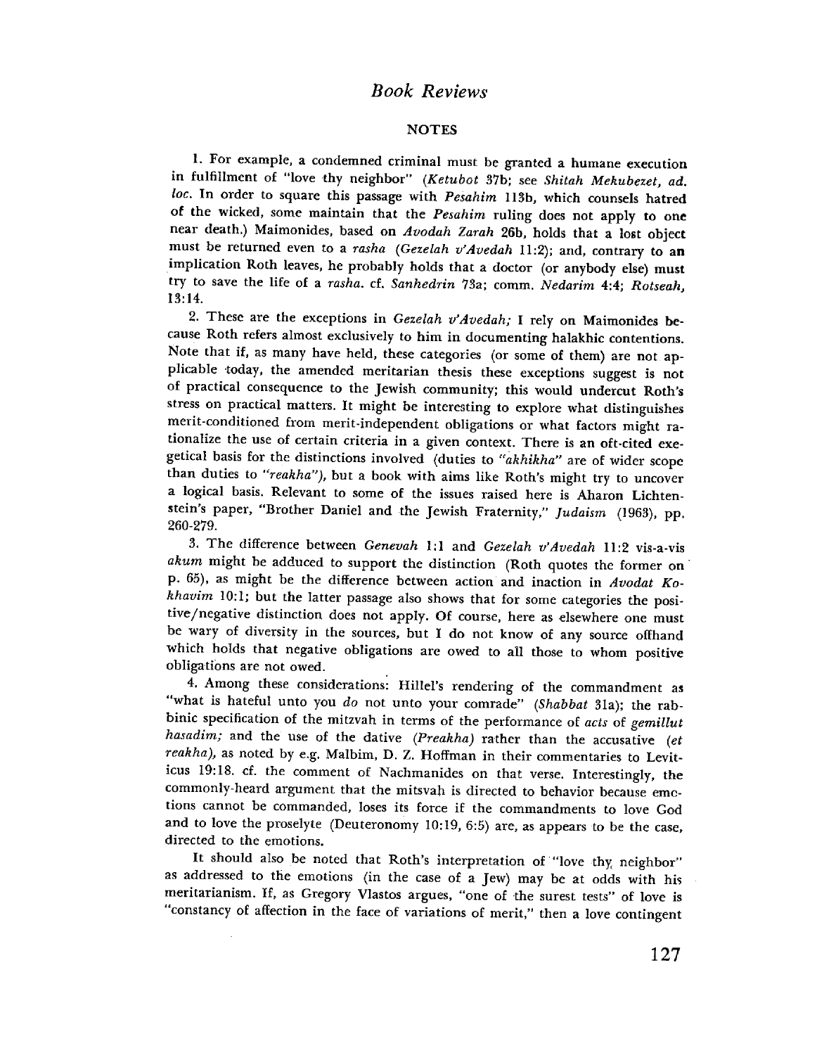## NOTES

1. For example, a condemned criminal must be granted a humane execution in fulfillment of "love thy neighbor" (*Ketubot* 37b; see *Shitah Mekubezet, ad. loc.* In order to square this passage with *Pesahim* 113b, which counsels hatred of the wicked, some maintain that the *Pesahim* ruling does not apply to one near death.) Maimonides, based on *Avodah Zarah* 26b, holds that a lost object must be returned even to a *rasha* (*Gezelah v'Avedah* 11:2); and, contrary to an implication Roth leaves, he probably holds that a doctor (or anybody else) must try to save the life of a *rasha*. cf. *Sanhedrin* 73a; comm. *Nedarim* 4:4; *Rotseah*, 13:14.

2. These are the exceptions in *Gezelah v'Avedah;* I rely on Maimonides because Roth refers almost exclusively to him in documenting halakhic contentions. Note that if, as many have held, these categories (or some of them) are not applicable today, the amended meritarian thesis these exceptions suggest is not of practical consequence to the Jewish community; this would undercut Roth's stress on practical matters. It might be interesting to explore what distinguishes merit-conditioned from merit-independent obligations or what factors might rationalize the use of certain criteria in a given context. There is an oft-cited exegetical basis for the distinctions involved (duties to *"akhikha"* are of wider scope than duties to *"reakha"*), but a book with aims like Roth's might try to uncover a logical basis. Relevant to some of the issues raised here is Aharon Lichtenstein's paper, "Brother Daniel and the Jewish Fraternity," *Judaism* (1963), pp. 260-279.

3. The difference between *Genevah* 1:1 and *Gezelah v'Avedah* 11:2 vis-a-vis *akum* might be adduced to support the distinction (Roth quotes the former on p. 65), as might be the difference between action and inaction in *Avodat Kokhavim* 10:1; but the latter passage also shows that for some categories the positive/negative distinction does not apply. Of course, here as elsewhere one must be wary of diversity in the sources, but I do not know of any source offhand which holds that negative obligations are owed to all those to whom positive obligations are not owed.

4. Among these considerations: Hillel's rendering of the commandment as "what is hateful unto you *do* not unto your comrade" (*Shabbat* 31a); the rabbinic specification of the mitzvah in terms of the performance of *acts* of *gemillut hasadim;* and the use of the dative (*Preakha*) rather than the accusative (*et reakha*), as noted by e.g. Malbim, D. Z. Hoffman in their commentaries to Leviticus 19:18. cf. the comment of Nachmanides on that verse. Interestingly, the commonly-heard argument that the mitsvah is directed to behavior because emotions cannot be commanded, loses its force if the commandments to love God and to love the proselyte (Deuteronomy 10:19, 6:5) are, as appears to be the case, directed to the emotions.

It should also be noted that Roth's interpretation of "love thy neighbor" as addressed to the emotions (in the case of a Jew) may be at odds with his meritarianism. If, as Gregory Vlastos argues, "one of the surest tests" of love is "constancy of affection in the face of variations of merit," then a love contingent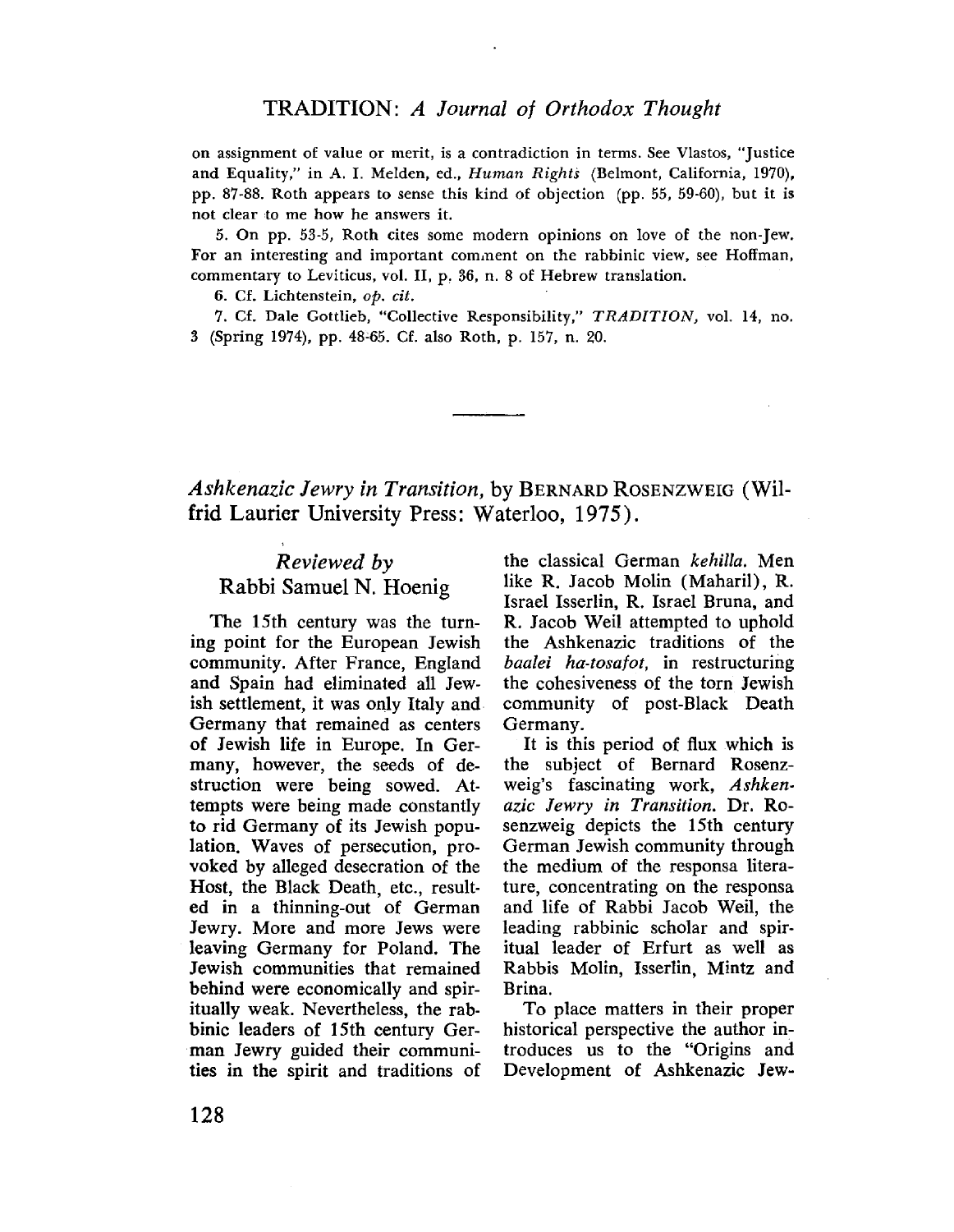on assignment of value or merit, is a contradiction in terms. See Vlastos, "Justice and Equality," in A. I. Melden, ed., *Human Rights* (Belmont, California, 1970), pp. 87-88. Roth appears to sense this kind of objection (pp. 55, 59-60), but it is not clear to me how he answers it.

5. On pp. 53-5, Roth cites some modern opinions on love of the non-Jew. For an interesting and important comment on the rabbinic view, see Hoffman, commentary to Leviticus, vol. II, p. 36, n. 8 of Hebrew translation.

6. Cf. Lichtenstein, *op. cit.*

7. Cf. Dale Gottlieb, "Collective Responsibility," *TRADITION*, vol. 14, no. 3 (Spring 1974), pp. 48-65. Cf. also Roth, p. 157, n. 20.

---

## *Ashkenazic Jewry in Transition*, by BERNARD ROSENZWEIG (Wilfrid Laurier University Press: Waterloo, 1975).

### *Reviewed by* Rabbi Samuel N. Hoenig

The 15th century was the turning point for the European Jewish community. After France, England and Spain had eliminated all Jewish settlement, it was only Italy and Germany that remained as centers of Jewish life in Europe. In Germany, however, the seeds of destruction were being sowed. Attempts were being made constantly to rid Germany of its Jewish population. Waves of persecution, provoked by alleged desecration of the Host, the Black Death, etc., resulted in a thinning-out of German Jewry. More and more Jews were leaving Germany for Poland. The Jewish communities that remained behind were economically and spiritually weak. Nevertheless, the rabbinic leaders of 15th century German Jewry guided their communities in the spirit and traditions of the classical German *kehilla*. Men like R. Jacob Molin (Maharil), R. Israel Isserlin, R. Israel Bruna, and R. Jacob Weil attempted to uphold the Ashkenazic traditions of the *baalei ha-tosafot*, in restructuring the cohesiveness of the torn Jewish community of post-Black Death Germany.

It is this period of flux which is the subject of Bernard Rosenzweig's fascinating work, *Ashkenazic Jewry in Transition*. Dr. Rosenzweig depicts the 15th century German Jewish community through the medium of the responsa literature, concentrating on the responsa and life of Rabbi Jacob Weil, the leading rabbinic scholar and spiritual leader of Erfurt as well as Rabbis Molin, Isserlin, Mintz and Brina.

To place matters in their proper historical perspective the author introduces us to the "Origins and Development of Ashkenazic Jew-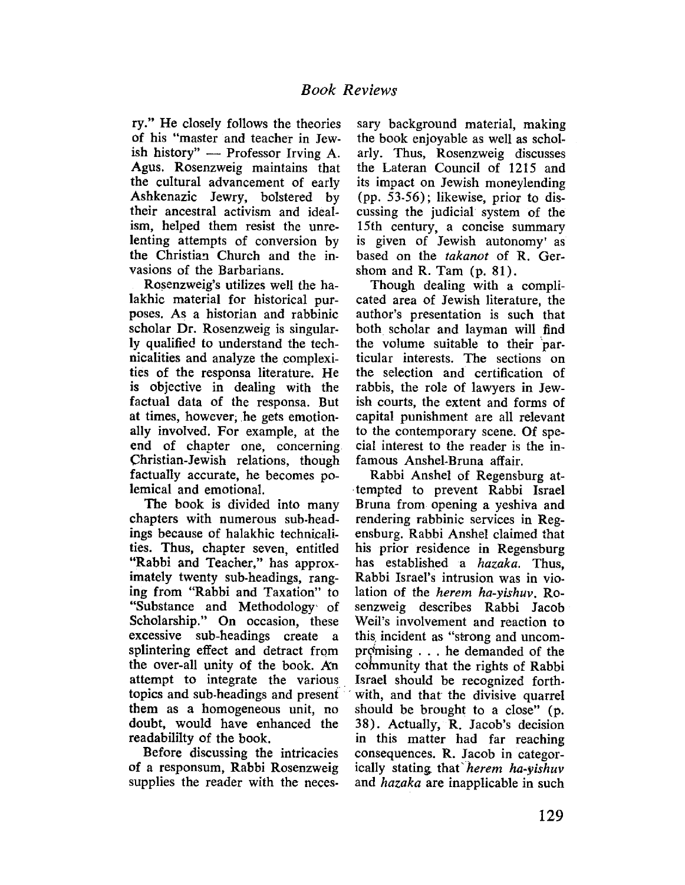ry." He closely follows the theories of his "master and teacher in Jewish history" — Professor Irving A. Agus. Rosenzweig maintains that the cultural advancement of early Ashkenazic Jewry, bolstered by their ancestral activism and idealism, helped them resist the unrelenting attempts of conversion by the Christian Church and the invasions of the Barbarians.

Rosenzweig's utilizes well the halakhic material for historical purposes. As a historian and rabbinic scholar Dr. Rosenzweig is singularly qualified to understand the technicalities and analyze the complexities of the responsa literature. He is objective in dealing with the factual data of the responsa. But at times, however, he gets emotionally involved. For example, at the end of chapter one, concerning Christian-Jewish relations, though factually accurate, he becomes polemical and emotional.

The book is divided into many chapters with numerous sub-headings because of halakhic technicalities. Thus, chapter seven, entitled "Rabbi and Teacher," has approximately twenty sub-headings, ranging from "Rabbi and Taxation" to "Substance and Methodology of Scholarship." On occasion, these excessive sub-headings create a splintering effect and detract from the over-all unity of the book. An attempt to integrate the various topics and sub-headings and present them as a homogeneous unit, no doubt, would have enhanced the readabililty of the book.

Before discussing the intricacies of a responsum, Rabbi Rosenzweig supplies the reader with the necessary background material, making the book enjoyable as well as scholarly. Thus, Rosenzweig discusses the Lateran Council of 1215 and its impact on Jewish moneylending (pp. 53-56); likewise, prior to discussing the judicial system of the 15th century, a concise summary is given of Jewish autonomy' as based on the *takanot* of R. Gershom and R. Tam (p. 81).

Though dealing with a complicated area of Jewish literature, the author's presentation is such that both scholar and layman will find the volume suitable to their particular interests. The sections on the selection and certification of rabbis, the role of lawyers in Jewish courts, the extent and forms of capital punishment are all relevant to the contemporary scene. Of special interest to the reader is the infamous Anshel-Bruna affair.

Rabbi Anshel of Regensburg attempted to prevent Rabbi Israel Bruna from opening a yeshiva and rendering rabbinic services in Regensburg. Rabbi Anshel claimed that his prior residence in Regensburg has established a *hazaka*. Thus, Rabbi Israel's intrusion was in violation of the *herem ha-yishuv*. Rosenzweig describes Rabbi Jacob Weil's involvement and reaction to this incident as "strong and uncompromising . . . he demanded of the community that the rights of Rabbi Israel should be recognized forthwith, and that the divisive quarrel should be brought to a close" (p. 38). Actually, R. Jacob's decision in this matter had far reaching consequences. R. Jacob in categorically stating that *herem ha-yishuv* and *hazaka* are inapplicable in such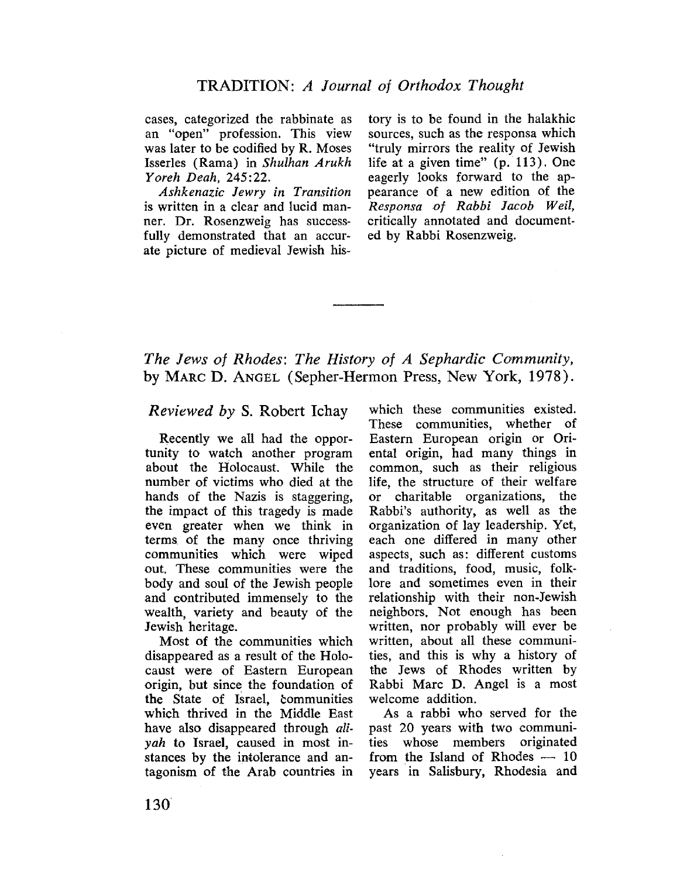cases, categorized the rabbinate as an "open" profession. This view was later to be codified by R. Moses Isserles (Rama) in *Shulhan Arukh Yoreh Deah*, 245:22.

*Ashkenazic Jewry in Transition* is written in a clear and lucid manner. Dr. Rosenzweig has successfully demonstrated that an accurate picture of medieval Jewish history is to be found in the halakhic sources, such as the responsa which "truly mirrors the reality of Jewish life at a given time" (p. 113). One eagerly looks forward to the appearance of a new edition of the *Responsa of Rabbi Jacob Weil*, critically annotated and documented by Rabbi Rosenzweig.

---

## *The Jews of Rhodes: The History of A Sephardic Community*, by MARC D. ANGEL (Sepher-Hermon Press, New York, 1978).

*Reviewed by* S. Robert Ichay

Recently we all had the opportunity to watch another program about the Holocaust. While the number of victims who died at the hands of the Nazis is staggering, the impact of this tragedy is made even greater when we think in terms of the many once thriving communities which were wiped out. These communities were the body and soul of the Jewish people and contributed immensely to the wealth, variety and beauty of the Jewish heritage.

Most of the communities which disappeared as a result of the Holocaust were of Eastern European origin, but since the foundation of the State of Israel, communities which thrived in the Middle East have also disappeared through *aliyah* to Israel, caused in most instances by the intolerance and antagonism of the Arab countries in which these communities existed. These communities, whether of Eastern European origin or Oriental origin, had many things in common, such as their religious life, the structure of their welfare or charitable organizations, the Rabbi's authority, as well as the organization of lay leadership. Yet, each one differed in many other aspects, such as: different customs and traditions, food, music, folklore and sometimes even in their relationship with their non-Jewish neighbors. Not enough has been written, nor probably will ever be written, about all these communities, and this is why a history of the Jews of Rhodes written by Rabbi Marc D. Angel is a most welcome addition.

As a rabbi who served for the past 20 years with two communities whose members originated from the Island of Rhodes — 10 years in Salisbury, Rhodesia and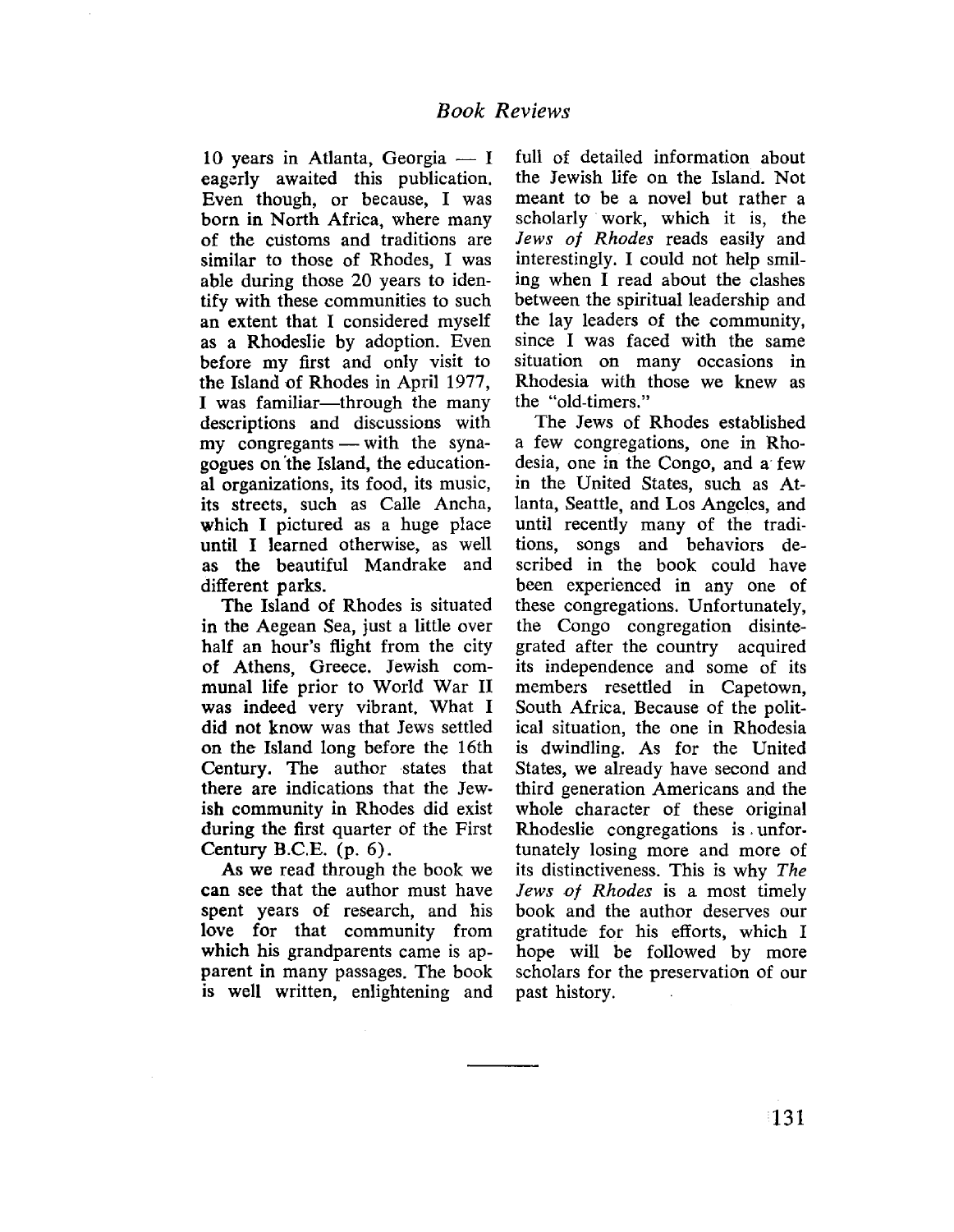10 years in Atlanta, Georgia — I eagerly awaited this publication. Even though, or because, I was born in North Africa, where many of the customs and traditions are similar to those of Rhodes, I was able during those 20 years to identify with these communities to such an extent that I considered myself as a Rhodeslie by adoption. Even before my first and only visit to the Island of Rhodes in April 1977, I was familiar—through the many descriptions and discussions with my congregants — with the synagogues on the Island, the educational organizations, its food, its music, its streets, such as Calle Ancha, which I pictured as a huge place until I learned otherwise, as well as the beautiful Mandrake and different parks.

The Island of Rhodes is situated in the Aegean Sea, just a little over half an hour's flight from the city of Athens, Greece. Jewish communal life prior to World War II was indeed very vibrant. What I did not know was that Jews settled on the Island long before the 16th Century. The author states that there are indications that the Jewish community in Rhodes did exist during the first quarter of the First Century B.C.E. (p. 6).

As we read through the book we can see that the author must have spent years of research, and his love for that community from which his grandparents came is apparent in many passages. The book is well written, enlightening and full of detailed information about the Jewish life on the Island. Not meant to be a novel but rather a scholarly work, which it is, the *Jews of Rhodes* reads easily and interestingly. I could not help smiling when I read about the clashes between the spiritual leadership and the lay leaders of the community, since I was faced with the same situation on many occasions in Rhodesia with those we knew as the "old-timers."

The Jews of Rhodes established a few congregations, one in Rhodesia, one in the Congo, and a few in the United States, such as Atlanta, Seattle, and Los Angeles, and until recently many of the traditions, songs and behaviors described in the book could have been experienced in any one of these congregations. Unfortunately, the Congo congregation disintegrated after the country acquired its independence and some of its members resettled in Capetown, South Africa. Because of the political situation, the one in Rhodesia is dwindling. As for the United States, we already have second and third generation Americans and the whole character of these original Rhodeslie congregations is unfortunately losing more and more of its distinctiveness. This is why *The Jews of Rhodes* is a most timely book and the author deserves our gratitude for his efforts, which I hope will be followed by more scholars for the preservation of our past history.

---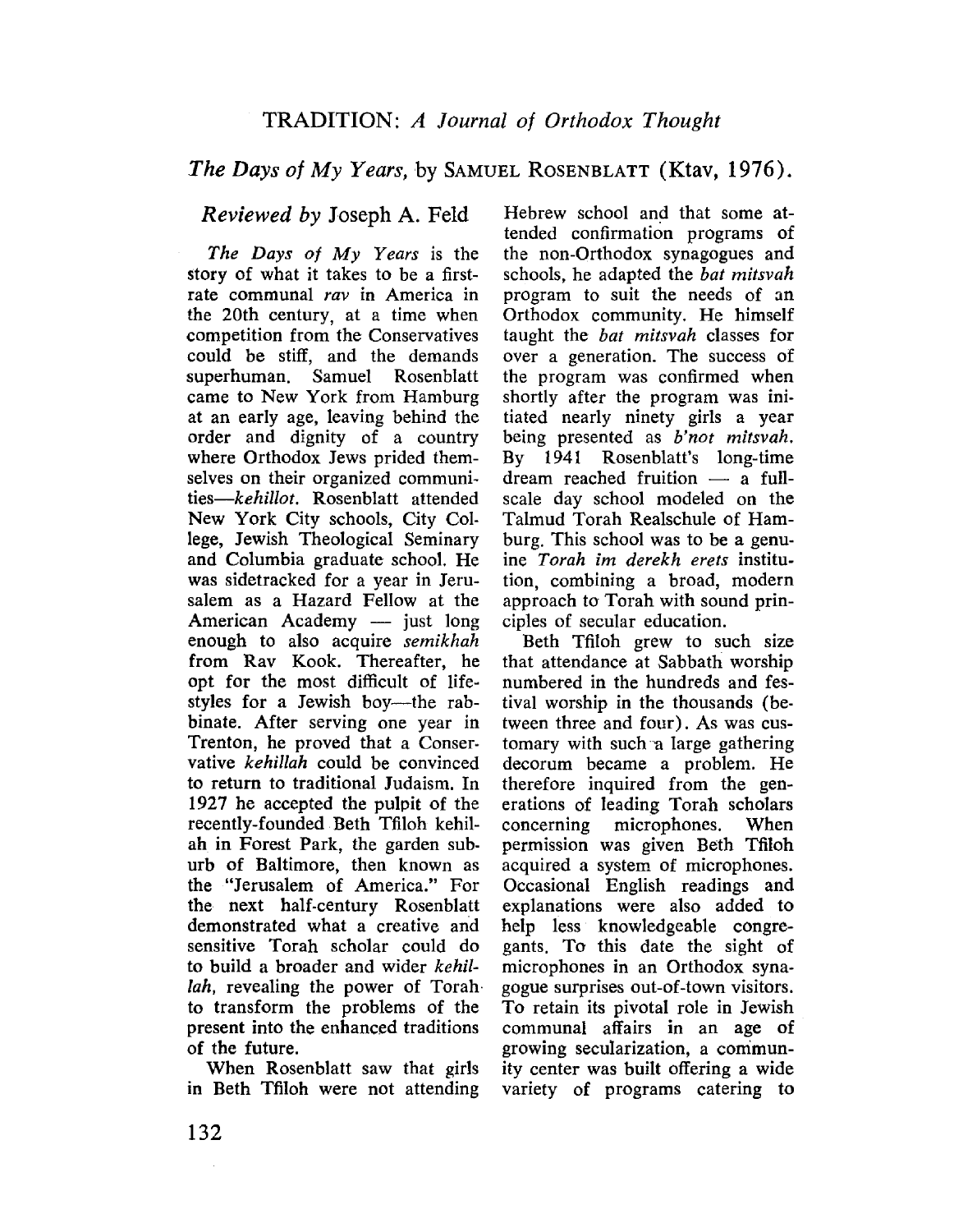## *The Days of My Years*, by SAMUEL ROSENBLATT (Ktav, 1976).

### *Reviewed by* Joseph A. Feld

*The Days of My Years* is the story of what it takes to be a first-rate communal *rav* in America in the 20th century, at a time when competition from the Conservatives could be stiff, and the demands superhuman. Samuel Rosenblatt came to New York from Hamburg at an early age, leaving behind the order and dignity of a country where Orthodox Jews prided themselves on their organized communities—*kehillot*. Rosenblatt attended New York City schools, City College, Jewish Theological Seminary and Columbia graduate school. He was sidetracked for a year in Jerusalem as a Hazard Fellow at the American Academy — just long enough to also acquire *semikhah* from Rav Kook. Thereafter, he opt for the most difficult of lifestyles for a Jewish boy—the rabbinate. After serving one year in Trenton, he proved that a Conservative *kehillah* could be convinced to return to traditional Judaism. In 1927 he accepted the pulpit of the recently-founded Beth Tfiloh kehilah in Forest Park, the garden suburb of Baltimore, then known as the "Jerusalem of America." For the next half-century Rosenblatt demonstrated what a creative and sensitive Torah scholar could do to build a broader and wider *kehillah*, revealing the power of Torah to transform the problems of the present into the enhanced traditions of the future.

When Rosenblatt saw that girls in Beth Tfiloh were not attending Hebrew school and that some attended confirmation programs of the non-Orthodox synagogues and schools, he adapted the *bat mitsvah* program to suit the needs of an Orthodox community. He himself taught the *bat mitsvah* classes for over a generation. The success of the program was confirmed when shortly after the program was initiated nearly ninety girls a year being presented as *b'not mitsvah*. By 1941 Rosenblatt's long-time dream reached fruition — a full-scale day school modeled on the Talmud Torah Realschule of Hamburg. This school was to be a genuine *Torah im derekh erets* institution, combining a broad, modern approach to Torah with sound principles of secular education.

Beth Tfiloh grew to such size that attendance at Sabbath worship numbered in the hundreds and festival worship in the thousands (between three and four). As was customary with such a large gathering decorum became a problem. He therefore inquired from the generations of leading Torah scholars concerning microphones. When permission was given Beth Tfiloh acquired a system of microphones. Occasional English readings and explanations were also added to help less knowledgeable congregants. To this date the sight of microphones in an Orthodox synagogue surprises out-of-town visitors. To retain its pivotal role in Jewish communal affairs in an age of growing secularization, a community center was built offering a wide variety of programs catering to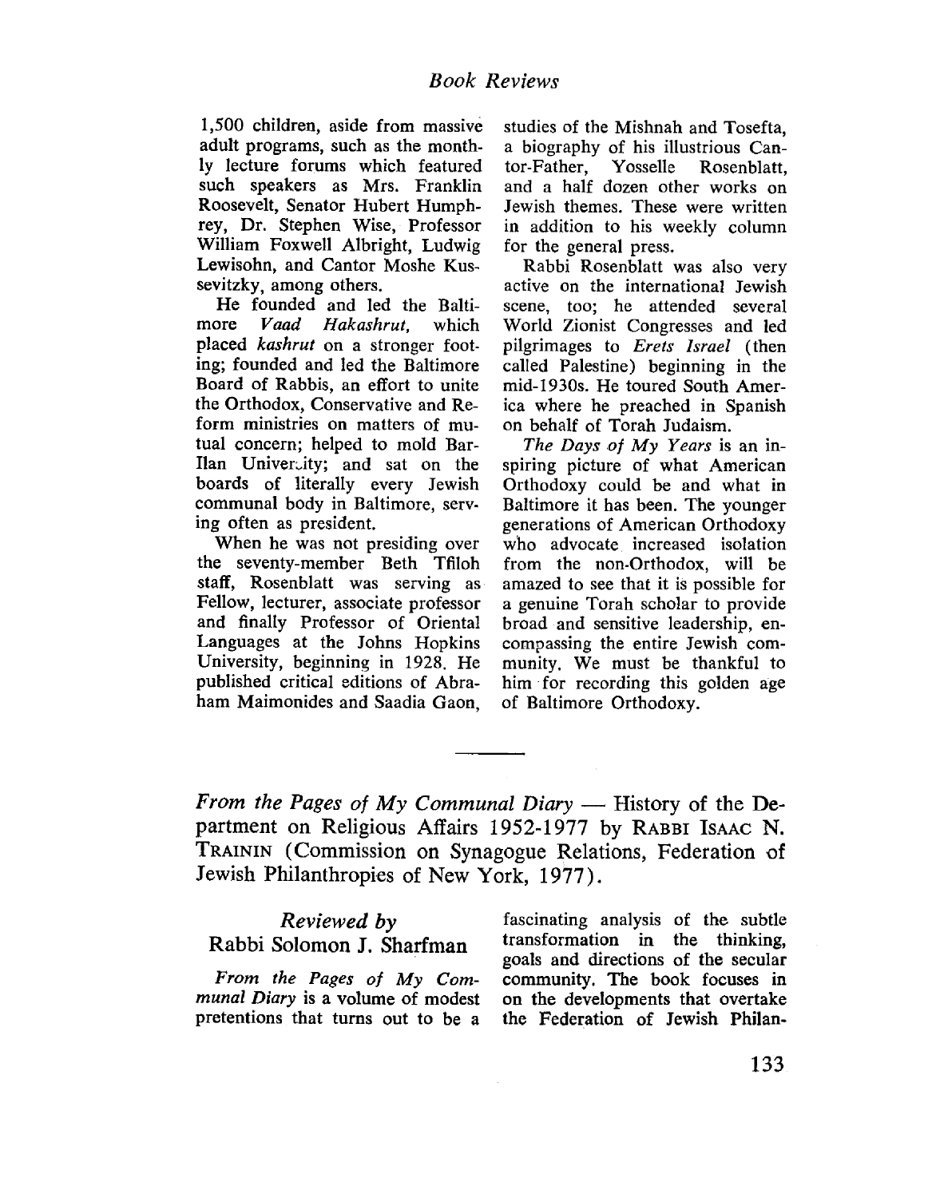1,500 children, aside from massive adult programs, such as the monthly lecture forums which featured such speakers as Mrs. Franklin Roosevelt, Senator Hubert Humphrey, Dr. Stephen Wise, Professor William Foxwell Albright, Ludwig Lewisohn, and Cantor Moshe Kussevitzky, among others.

He founded and led the Baltimore *Vaad Hakashrut*, which placed *kashrut* on a stronger footing; founded and led the Baltimore Board of Rabbis, an effort to unite the Orthodox, Conservative and Reform ministries on matters of mutual concern; helped to mold Bar-Ilan University; and sat on the boards of literally every Jewish communal body in Baltimore, serving often as president.

When he was not presiding over the seventy-member Beth Tfiloh staff, Rosenblatt was serving as Fellow, lecturer, associate professor and finally Professor of Oriental Languages at the Johns Hopkins University, beginning in 1928. He published critical editions of Abraham Maimonides and Saadia Gaon, studies of the Mishnah and Tosefta, a biography of his illustrious Cantor-Father, Yosselle Rosenblatt, and a half dozen other works on Jewish themes. These were written in addition to his weekly column for the general press.

Rabbi Rosenblatt was also very active on the international Jewish scene, too; he attended several World Zionist Congresses and led pilgrimages to *Erets Israel* (then called Palestine) beginning in the mid-1930s. He toured South America where he preached in Spanish on behalf of Torah Judaism.

*The Days of My Years* is an inspiring picture of what American Orthodoxy could be and what in Baltimore it has been. The younger generations of American Orthodoxy who advocate increased isolation from the non-Orthodox, will be amazed to see that it is possible for a genuine Torah scholar to provide broad and sensitive leadership, encompassing the entire Jewish community. We must be thankful to him for recording this golden age of Baltimore Orthodoxy.

---

## *From the Pages of My Communal Diary* — History of the Department on Religious Affairs 1952-1977 by Rabbi Isaac N. Trainin (Commission on Synagogue Relations, Federation of Jewish Philanthropies of New York, 1977).

### *Reviewed by* Rabbi Solomon J. Sharfman

*From the Pages of My Communal Diary* is a volume of modest pretentions that turns out to be a fascinating analysis of the subtle transformation in the thinking, goals and directions of the secular community. The book focuses in on the developments that overtake the Federation of Jewish Philan-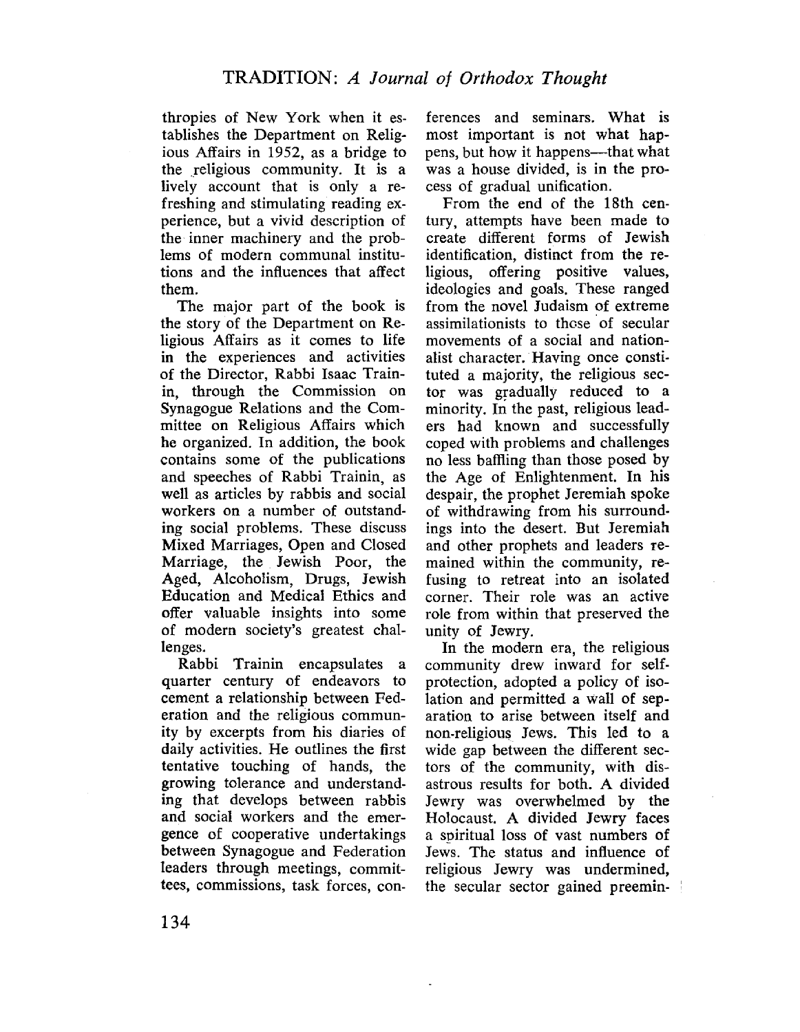thropies of New York when it establishes the Department on Religious Affairs in 1952, as a bridge to the religious community. It is a lively account that is only a refreshing and stimulating reading experience, but a vivid description of the inner machinery and the problems of modern communal institutions and the influences that affect them.

The major part of the book is the story of the Department on Religious Affairs as it comes to life in the experiences and activities of the Director, Rabbi Isaac Trainin, through the Commission on Synagogue Relations and the Committee on Religious Affairs which he organized. In addition, the book contains some of the publications and speeches of Rabbi Trainin, as well as articles by rabbis and social workers on a number of outstanding social problems. These discuss Mixed Marriages, Open and Closed Marriage, the Jewish Poor, the Aged, Alcoholism, Drugs, Jewish Education and Medical Ethics and offer valuable insights into some of modern society's greatest challenges.

Rabbi Trainin encapsulates a quarter century of endeavors to cement a relationship between Federation and the religious community by excerpts from his diaries of daily activities. He outlines the first tentative touching of hands, the growing tolerance and understanding that develops between rabbis and social workers and the emergence of cooperative undertakings between Synagogue and Federation leaders through meetings, committees, commissions, task forces, conferences and seminars. What is most important is not what happens, but how it happens—that what was a house divided, is in the process of gradual unification.

From the end of the 18th century, attempts have been made to create different forms of Jewish identification, distinct from the religious, offering positive values, ideologies and goals. These ranged from the novel Judaism of extreme assimilationists to those of secular movements of a social and nationalist character. Having once constituted a majority, the religious sector was gradually reduced to a minority. In the past, religious leaders had known and successfully coped with problems and challenges no less baffling than those posed by the Age of Enlightenment. In his despair, the prophet Jeremiah spoke of withdrawing from his surroundings into the desert. But Jeremiah and other prophets and leaders remained within the community, refusing to retreat into an isolated corner. Their role was an active role from within that preserved the unity of Jewry.

In the modern era, the religious community drew inward for self-protection, adopted a policy of isolation and permitted a wall of separation to arise between itself and non-religious Jews. This led to a wide gap between the different sectors of the community, with disastrous results for both. A divided Jewry was overwhelmed by the Holocaust. A divided Jewry faces a spiritual loss of vast numbers of Jews. The status and influence of religious Jewry was undermined, the secular sector gained preemin-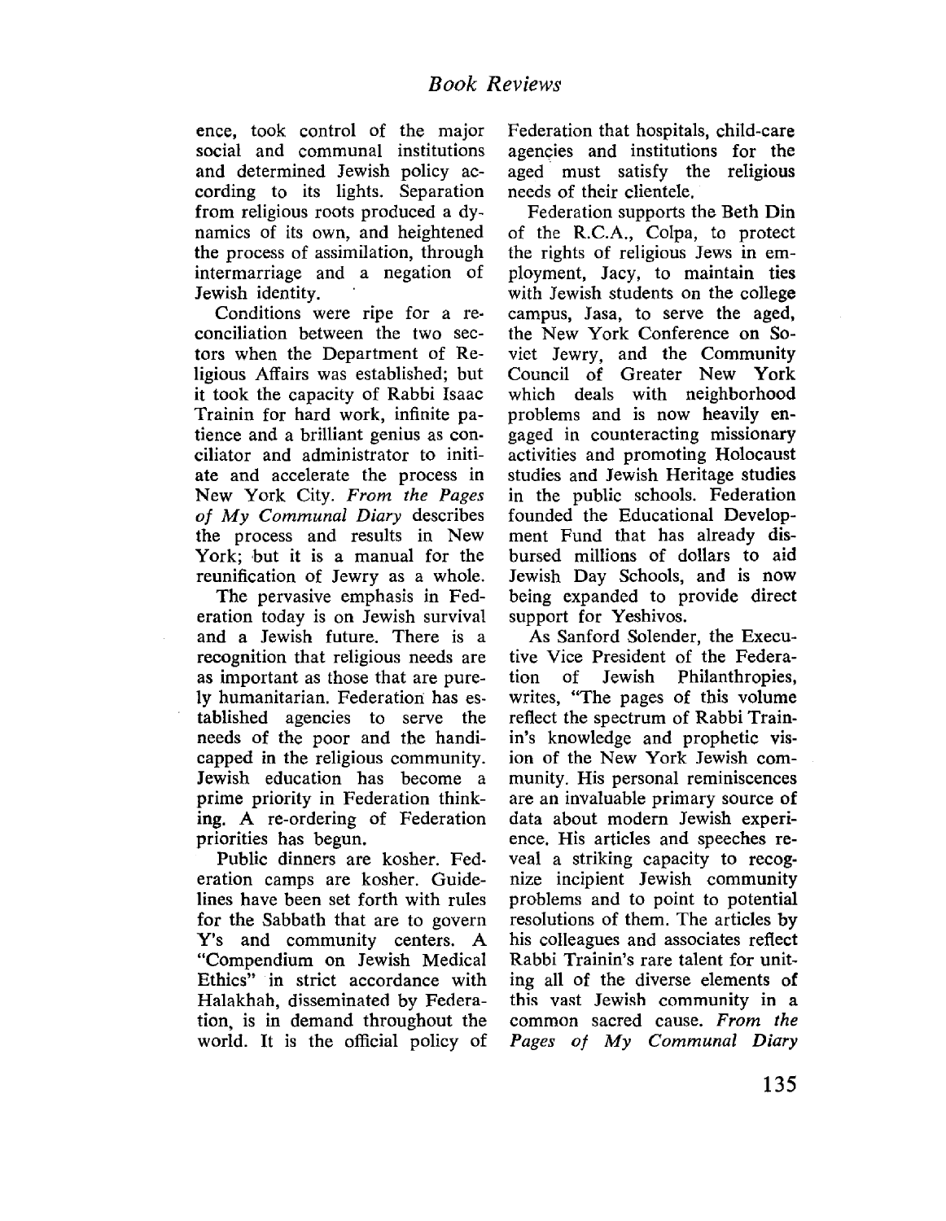ence, took control of the major social and communal institutions and determined Jewish policy according to its lights. Separation from religious roots produced a dynamics of its own, and heightened the process of assimilation, through intermarriage and a negation of Jewish identity.

Conditions were ripe for a reconciliation between the two sectors when the Department of Religious Affairs was established; but it took the capacity of Rabbi Isaac Trainin for hard work, infinite patience and a brilliant genius as conciliator and administrator to initiate and accelerate the process in New York City. *From the Pages of My Communal Diary* describes the process and results in New York; but it is a manual for the reunification of Jewry as a whole.

The pervasive emphasis in Federation today is on Jewish survival and a Jewish future. There is a recognition that religious needs are as important as those that are purely humanitarian. Federation has established agencies to serve the needs of the poor and the handicapped in the religious community. Jewish education has become a prime priority in Federation thinking. A re-ordering of Federation priorities has begun.

Public dinners are kosher. Federation camps are kosher. Guidelines have been set forth with rules for the Sabbath that are to govern Y's and community centers. A "Compendium on Jewish Medical Ethics" in strict accordance with Halakhah, disseminated by Federation, is in demand throughout the world. It is the official policy of Federation that hospitals, child-care agencies and institutions for the aged must satisfy the religious needs of their clientele.

Federation supports the Beth Din of the R.C.A., Colpa, to protect the rights of religious Jews in employment, Jacy, to maintain ties with Jewish students on the college campus, Jasa, to serve the aged, the New York Conference on Soviet Jewry, and the Community Council of Greater New York which deals with neighborhood problems and is now heavily engaged in counteracting missionary activities and promoting Holocaust studies and Jewish Heritage studies in the public schools. Federation founded the Educational Development Fund that has already disbursed millions of dollars to aid Jewish Day Schools, and is now being expanded to provide direct support for Yeshivos.

As Sanford Solender, the Executive Vice President of the Federation of Jewish Philanthropies, writes, "The pages of this volume reflect the spectrum of Rabbi Trainin's knowledge and prophetic vision of the New York Jewish community. His personal reminiscences are an invaluable primary source of data about modern Jewish experience. His articles and speeches reveal a striking capacity to recognize incipient Jewish community problems and to point to potential resolutions of them. The articles by his colleagues and associates reflect Rabbi Trainin's rare talent for uniting all of the diverse elements of this vast Jewish community in a common sacred cause. *From the Pages of My Communal Diary*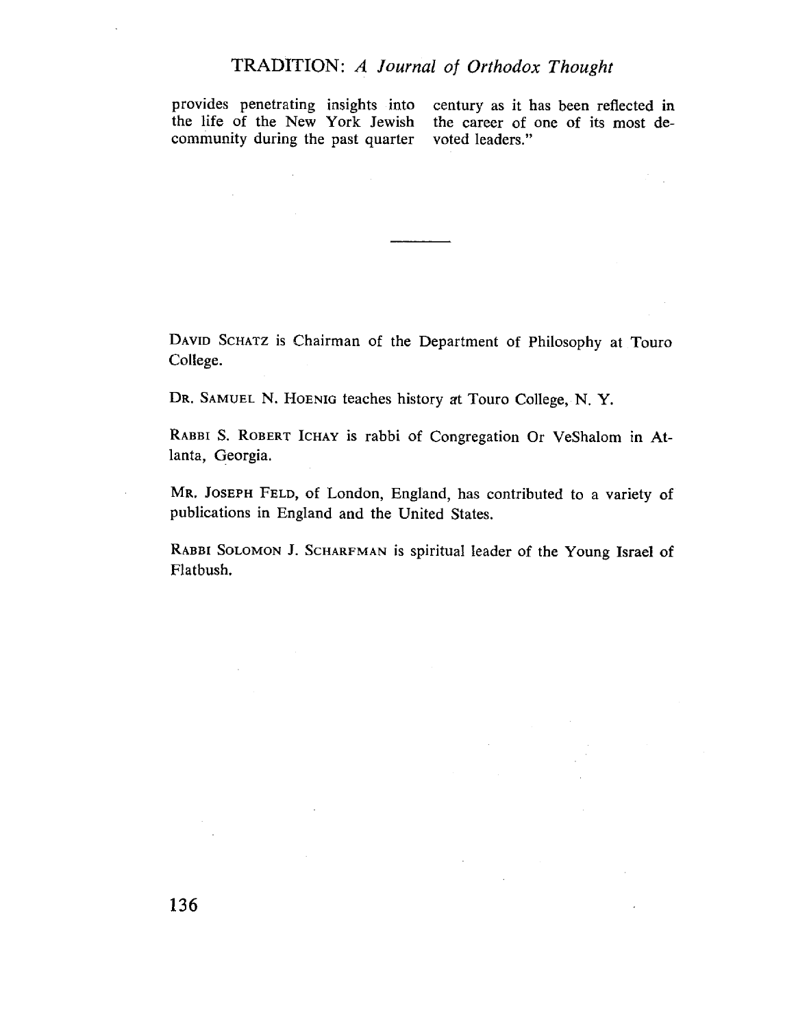provides penetrating insights into the life of the New York Jewish community during the past quarter century as it has been reflected in the career of one of its most devoted leaders."

---

DAVID SCHATZ is Chairman of the Department of Philosophy at Touro College.

DR. SAMUEL N. HOENIG teaches history at Touro College, N. Y.

RABBI S. ROBERT ICHAY is rabbi of Congregation Or VeShalom in Atlanta, Georgia.

MR. JOSEPH FELD, of London, England, has contributed to a variety of publications in England and the United States.

RABBI SOLOMON J. SCHARFMAN is spiritual leader of the Young Israel of Flatbush.